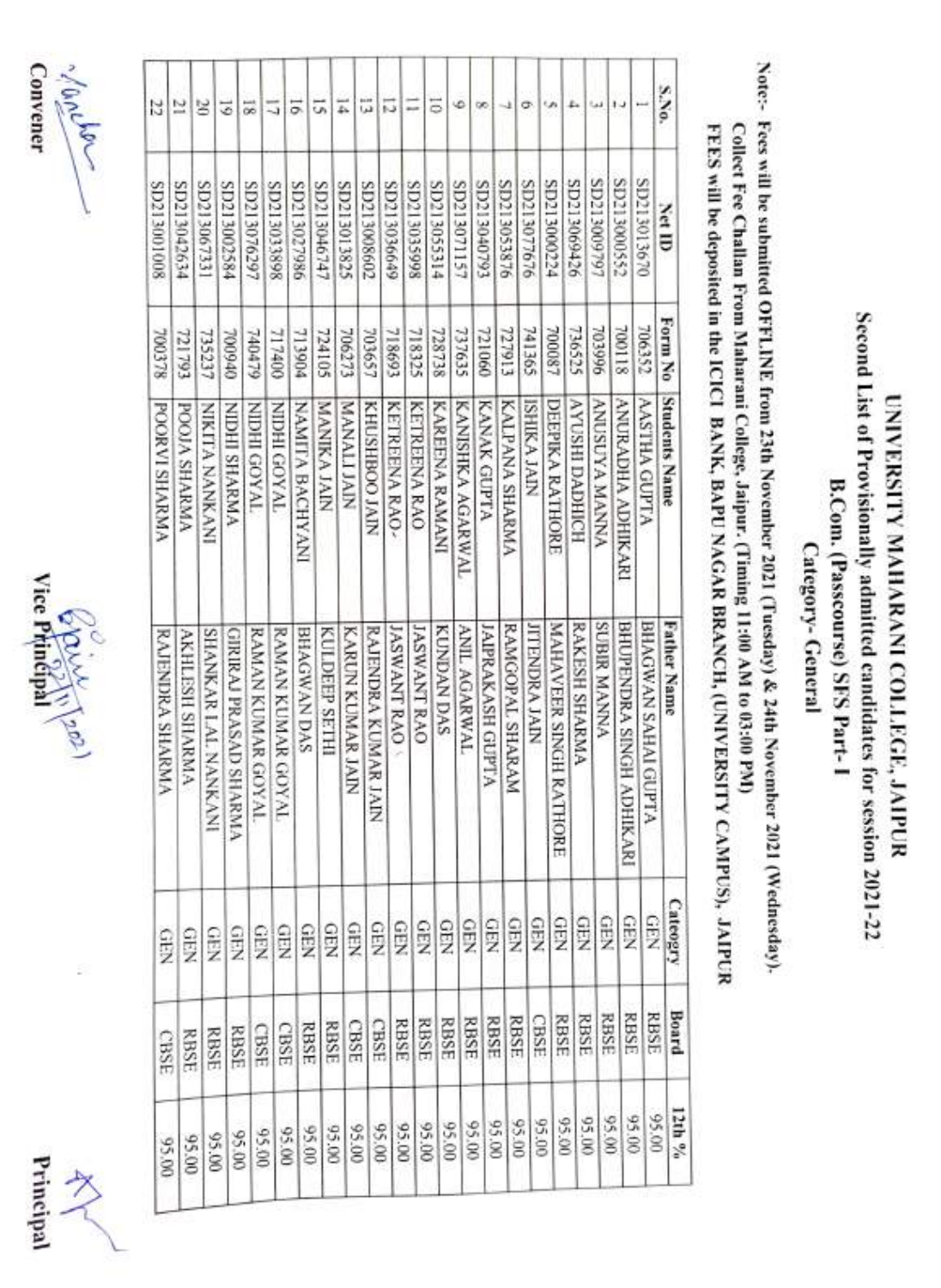# UNIVERSITY MAHARANI COLLEGE, JAIPUR

## Second List of Provisionally admitted candidates for session 2021-22

## B.Com. (Passcourse) SFS Part-I

### Category- General

**Note:-** Fees will be submitted OFFLINE from 23th November 2021 (Tuesday) & 24th November 2021 (Wednesday).
Collect Fee Challan From Maharani College, Jaipur. (Timing 11:00 AM to 03:00 PM)
FEES will be deposited in the ICICI BANK, BAPU NAGAR BRANCH, (UNIVERSITY CAMPUS), JAIPUR

| S.No. | Net ID | Form No | Students Name | Father Name | Category | Board | 12th % |
|---|---|---|---|---|---|---|---|
| 1 | SD213013670 | 706352 | AASTHA GUPTA | BHAGWAN SAHAI GUPTA | GEN | RBSE | 95.00 |
| 2 | SD213000552 | 700118 | ANURADHA ADHIKARI | BHUPENDRA SINGH ADHIKARI | GEN | RBSE | 95.00 |
| 3 | SD213009797 | 703996 | ANUSUYA MANNA | SUBIR MANNA | GEN | RBSE | 95.00 |
| 4 | SD213069426 | 736525 | AYUSHI DADHICH | RAKESH SHARMA | GEN | RBSE | 95.00 |
| 5 | SD213000224 | 700087 | DEEPIKA RATHORE | MAHAVEER SINGH RATHORE | GEN | RBSE | 95.00 |
| 6 | SD213077676 | 741365 | ISHIKA JAIN | JITENDRA JAIN | GEN | CBSE | 95.00 |
| 7 | SD213053876 | 727913 | KALPANA SHARMA | RAMGOPAL SHARAM | GEN | RBSE | 95.00 |
| 8 | SD213040793 | 721060 | KANAK GUPTA | JAIPRAKASH GUPTA | GEN | RBSE | 95.00 |
| 9 | SD213071157 | 737635 | KANISHKA AGARWAL | ANIL AGARWAL | GEN | RBSE | 95.00 |
| 10 | SD213055314 | 728738 | KAREENA RAMANI | KUNDAN DAS | GEN | RBSE | 95.00 |
| 11 | SD213035998 | 718325 | KETREENA RAO | JASWANT RAO | GEN | RBSE | 95.00 |
| 12 | SD213036649 | 718693 | KETREENA RAO- | JASWANT RAO | GEN | RBSE | 95.00 |
| 13 | SD213008602 | 703657 | KHUSHBOO JAIN | RAJENDRA KUMAR JAIN | GEN | CBSE | 95.00 |
| 14 | SD213011825 | 706273 | MANALI JAIN | KARUN KUMAR JAIN | GEN | CBSE | 95.00 |
| 15 | SD213046747 | 724105 | MANIKA JAIN | KULDEEP SETHI | GEN | RBSE | 95.00 |
| 16 | SD213027986 | 713904 | NAMITA BACHYANI | BHAGWAN DAS | GEN | RBSE | 95.00 |
| 17 | SD213033898 | 717400 | NIDHI GOYAL | RAMAN KUMAR GOYAL | GEN | CBSE | 95.00 |
| 18 | SD213076297 | 740479 | NIDHI GOYAL | RAMAN KUMAR GOYAL | GEN | CBSE | 95.00 |
| 19 | SD213002584 | 700940 | NIDHI SHARMA | GIRIRAJ PRASAD SHARMA | GEN | RBSE | 95.00 |
| 20 | SD213067331 | 735237 | NIKITA NANKANI | SHANKAR LAL NANKANI | GEN | RBSE | 95.00 |
| 21 | SD213042634 | 721793 | POOJA SHARMA | AKHLESH SHARMA | GEN | RBSE | 95.00 |
| 22 | SD213001008 | 700378 | POORVI SHARMA | RAJENDRA SHARMA | GEN | CBSE | 95.00 |

Convener &nbsp;&nbsp;&nbsp;&nbsp; Vice Principal &nbsp;&nbsp;&nbsp;&nbsp; Principal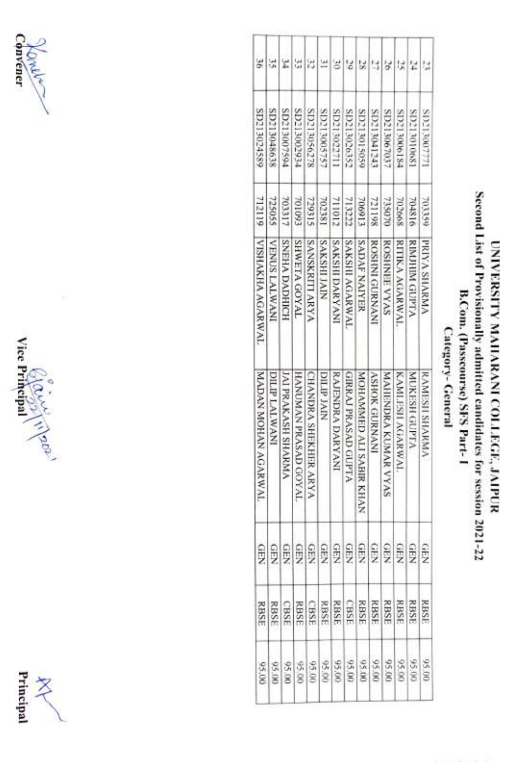# UNIVERSITY MAHARANI COLLEGE, JAIPUR

## Second List of Provisionally admitted candidates for session 2021-22

### B.Com. (Passcourse) SFS Part- I

### Category- General

| | | | | | | | |
|---|---|---|---|---|---|---|---|
| 23 | SD213007771 | 703359 | PRIYA SHARMA | RAMESH SHARMA | GEN | RBSE | 95.00 |
| 24 | SD213010681 | 704816 | RIMJHIM GUPTA | MUKESH GUPTA | GEN | RBSE | 95.00 |
| 25 | SD213006184 | 702668 | RITIKA AGARWAL | KAMLESH AGARWAL | GEN | RBSE | 95.00 |
| 26 | SD213067037 | 735070 | ROSHNEE VYAS | MAHENDRA KUMAR VYAS | GEN | RBSE | 95.00 |
| 27 | SD213041243 | 721198 | ROSHNI GURNANI | ASHOK GURNANI | GEN | RBSE | 95.00 |
| 28 | SD213015059 | 706913 | SADAF NAIYER | MOHAMMED ALI SABIR KHAN | GEN | RBSE | 95.00 |
| 29 | SD213026352 | 713222 | SAKSHI AGARWAL | GIRRAJ PRASAD GUPTA | GEN | CBSE | 95.00 |
| 30 | SD213022711 | 711012 | SAKSHI DARYANI | RAJENDRA DARYANI | GEN | RBSE | 95.00 |
| 31 | SD213005757 | 702381 | SAKSHI JAIN | DILIP JAIN | GEN | CBSE | 95.00 |
| 32 | SD213056278 | 729315 | SANSKRITI ARYA | CHANDRA SHEKHER ARYA | GEN | CBSE | 95.00 |
| 33 | SD213002934 | 701093 | SHWETA GOYAL | HANUMAN PRASAD GOYAL | GEN | RBSE | 95.00 |
| 34 | SD213007594 | 703317 | SNEHA DADHICH | JAI PRAKASH SHARMA | GEN | CBSE | 95.00 |
| 35 | SD213048638 | 725055 | VENUS LALWANI | DILIP LALWANI | GEN | RBSE | 95.00 |
| 36 | SD213024589 | 712119 | VISHAKHA AGARWAL | MADAN MOHAN AGARWAL | GEN | RBSE | 95.00 |

Convener

Vice Principal

Principal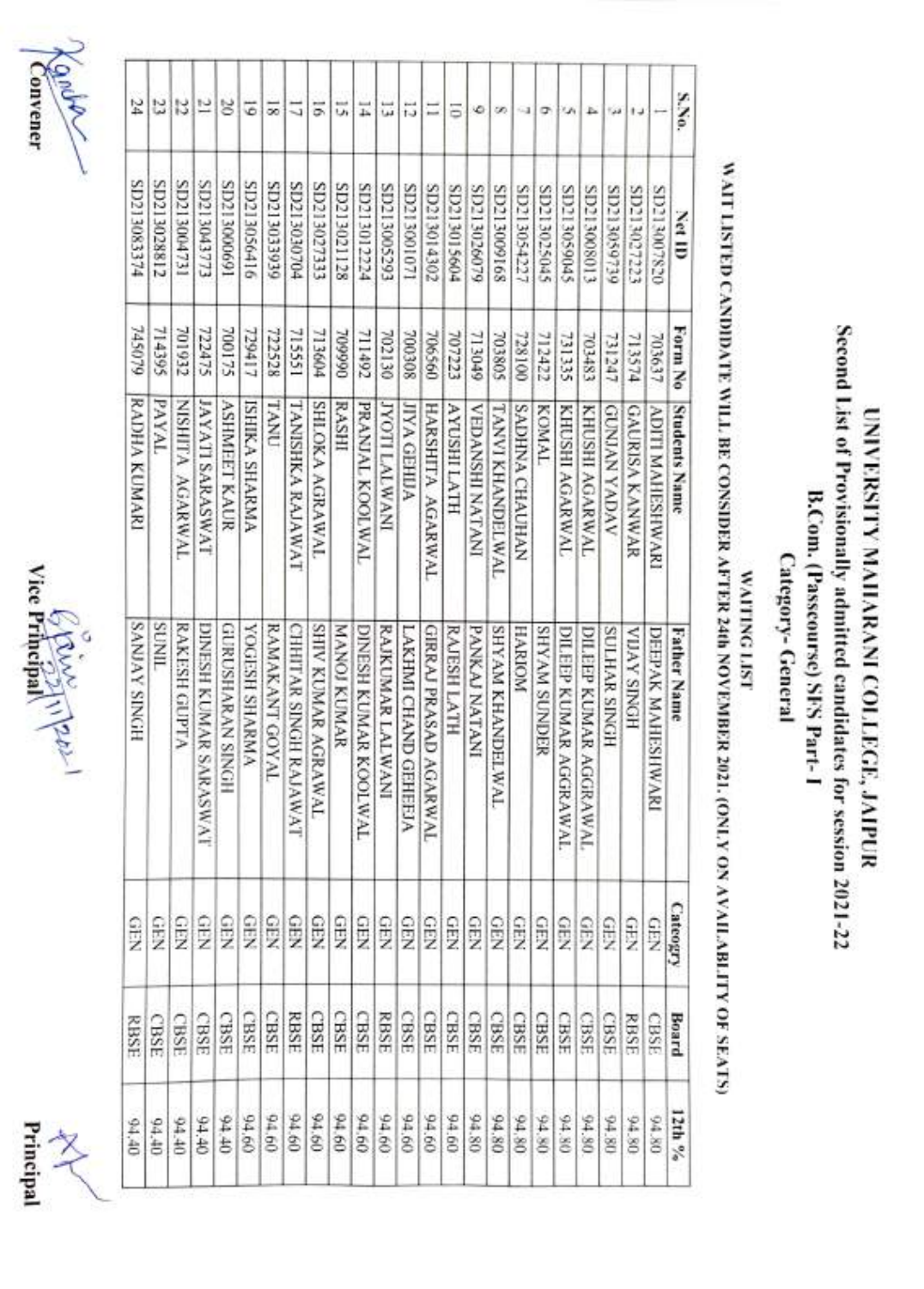# UNIVERSITY MAHARANI COLLEGE, JAIPUR

## Second List of Provisionally admitted candidates for session 2021-22

### B.Com. (Passcourse) SFS Part- I

### Category- General

**WAITING LIST**

**WAIT LISTED CANDIDATE WILL BE CONSIDER AFTER 24th NOVEMBER 2021. (ONLY ON AVAILABLITY OF SEATS)**

| S.No. | Net ID | Form No | Students Name | Father Name | Category | Board | 12th % |
|---|---|---|---|---|---|---|---|
| 1 | SD213007820 | 703637 | ADITI MAHESHWARI | DEEPAK MAHESHWARI | GEN | CBSE | 94.80 |
| 2 | SD213027223 | 713574 | GAURISA KANWAR | VIJAY SINGH | GEN | RBSE | 94.80 |
| 3 | SD213059739 | 731247 | GUNJAN YADAV | SULHAR SINGH | GEN | CBSE | 94.80 |
| 4 | SD213008013 | 703483 | KHUSHI AGARWAL | DILEEP KUMAR AGGRAWAL | GEN | CBSE | 94.80 |
| 5 | SD213059045 | 731335 | KHUSHI AGARWAL | DILEEP KUMAR AGGRAWAL | GEN | CBSE | 94.80 |
| 6 | SD213025045 | 712422 | KOMAL | SHYAM SUNDER | GEN | CBSE | 94.80 |
| 7 | SD213054227 | 728100 | SADHNA CHAUHAN | HARIOM | GEN | CBSE | 94.80 |
| 8 | SD213009168 | 703805 | TANVI KHANDELWAL | SHYAM KHANDELWAL | GEN | CBSE | 94.80 |
| 9 | SD213026079 | 713049 | VEDANSHI NATANI | PANKAJ NATANI | GEN | CBSE | 94.80 |
| 10 | SD213015604 | 707223 | AYUSHI LATH | RAJESH LATH | GEN | CBSE | 94.60 |
| 11 | SD213014302 | 706560 | HARSHITA AGARWAL | GIRRAJ PRASAD AGARWAL | GEN | CBSE | 94.60 |
| 12 | SD213001071 | 700308 | JIYA GEHIJA | LAKHMI CHAND GEHEEJA | GEN | CBSE | 94.60 |
| 13 | SD213005293 | 702130 | JYOTI LALWANI | RAJKUMAR LALWANI | GEN | RBSE | 94.60 |
| 14 | SD213012224 | 711492 | PRANJAL KOOLWAL | DINESH KUMAR KOOLWAL | GEN | CBSE | 94.60 |
| 15 | SD213021128 | 709990 | RASHI | MANOJ KUMAR | GEN | CBSE | 94.60 |
| 16 | SD213027333 | 713604 | SHLOKA AGRAWAL | SHIV KUMAR AGRAWAL | GEN | CBSE | 94.60 |
| 17 | SD213030704 | 715551 | TANISHKA RAJAWAT | CHHITAR SINGH RAJAWAT | GEN | RBSE | 94.60 |
| 18 | SD213033939 | 722528 | TANU | RAMAKANT GOYAL | GEN | CBSE | 94.60 |
| 19 | SD213056416 | 729417 | ISHIKA SHARMA | YOGESH SHARMA | GEN | CBSE | 94.60 |
| 20 | SD213000691 | 700175 | ASHMEET KAUR | GURUSHARAN SINGH | GEN | CBSE | 94.40 |
| 21 | SD213043773 | 722475 | JAYATI SARASWAT | DINESH KUMAR SARASWAT | GEN | CBSE | 94.40 |
| 22 | SD213004731 | 701932 | NISHITA AGARWAL | RAKESH GUPTA | GEN | CBSE | 94.40 |
| 23 | SD213028812 | 714395 | PAYAL | SUNIL | GEN | CBSE | 94.40 |
| 24 | SD213083374 | 745079 | RADHA KUMARI | SANJAY SINGH | GEN | RBSE | 94.40 |

Convener | Vice Principal | Principal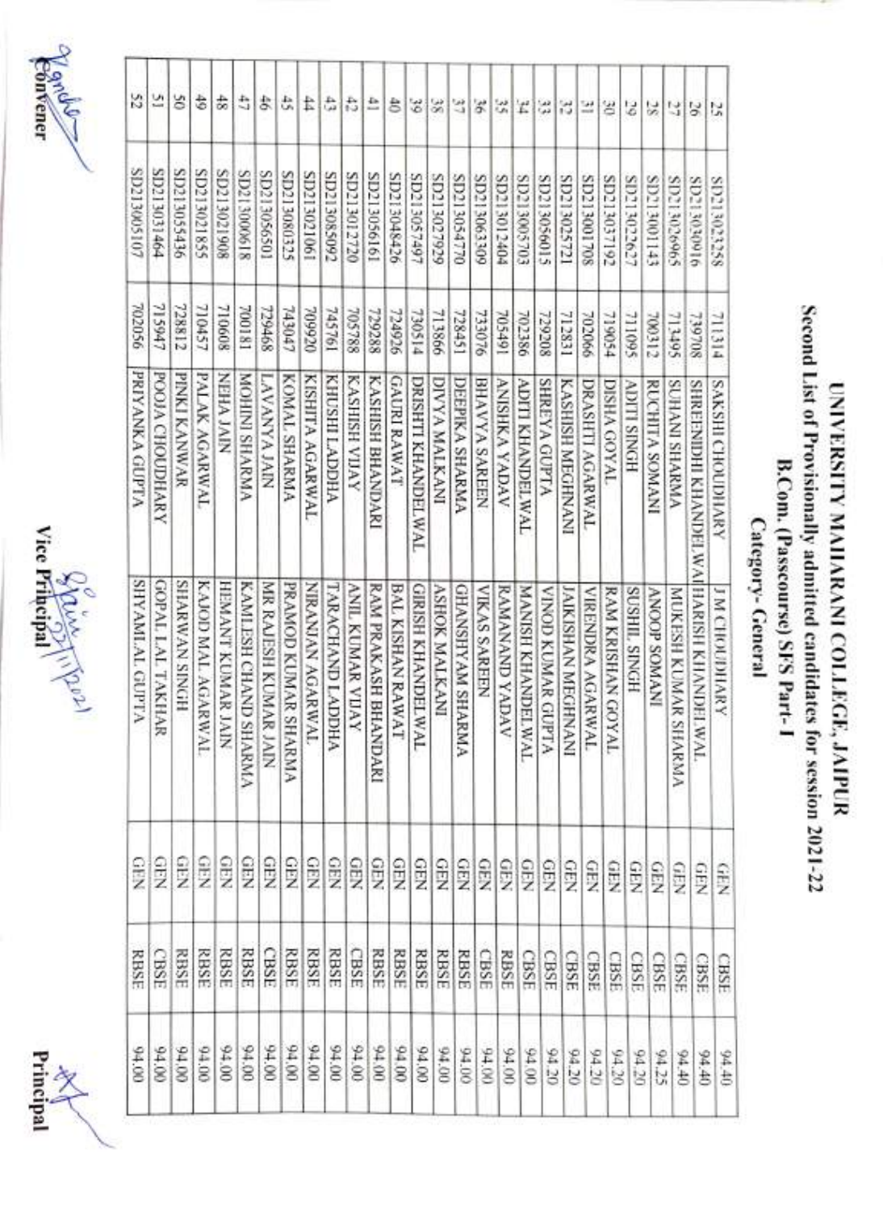# UNIVERSITY MAHARANI COLLEGE, JAIPUR

## Second List of Provisionally admitted candidates for session 2021-22

### B.Com. (Passcourse) SFS Part- I

### Category- General

| | | | | | | | |
|---|---|---|---|---|---|---|---|
| 25 | SD213023258 | 711314 | SAKSHI CHOUDHARY | J M CHOUDHARY | GEN | CBSE | 94.40 |
| 26 | SD213030916 | 739708 | SHREENIDHI KHANDELWAL | HARISH KHANDELWAL | GEN | CBSE | 94.40 |
| 27 | SD213026965 | 713495 | SUHANI SHARMA | MUKESH KUMAR SHARMA | GEN | CBSE | 94.25 |
| 28 | SD213001143 | 700312 | RUCHITA SOMANI | ANOOP SOMANI | GEN | CBSE | 94.20 |
| 29 | SD213022627 | 711095 | ADITI SINGH | SUSHIL SINGH | GEN | CBSE | 94.20 |
| 30 | SD213037192 | 719054 | DISHA GOYAL | RAM KRISHAN GOYAL | GEN | CBSE | 94.20 |
| 31 | SD213001708 | 702066 | DRASHTI AGARWAL | VIRENDRA AGARWAL | GEN | CBSE | 94.20 |
| 32 | SD213025721 | 712831 | KASHISH MEGHNANI | JAIKISHAN MEGHNANI | GEN | CBSE | 94.20 |
| 33 | SD213056015 | 729208 | SHREYA GUPTA | VINOD KUMAR GUPTA | GEN | CBSE | 94.20 |
| 34 | SD213005703 | 702386 | ADITI KHANDELWAL | MANISH KHANDELWAL | GEN | CBSE | 94.00 |
| 35 | SD213012404 | 705491 | ANISHKA YADAV | RAMANAND YADAV | GEN | RBSE | 94.00 |
| 36 | SD213063309 | 733076 | BHAVYA SAREEN | VIKAS SAREEN | GEN | CBSE | 94.00 |
| 37 | SD213054770 | 728451 | DEEPIKA SHARMA | GHANSHYAM SHARMA | GEN | RBSE | 94.00 |
| 38 | SD213027929 | 713866 | DIVYA MALKANI | ASHOK MALKANI | GEN | RBSE | 94.00 |
| 39 | SD213057497 | 730514 | DRISHTI KHANDELWAL | GIRISH KHANDELWAL | GEN | RBSE | 94.00 |
| 40 | SD213048426 | 724926 | GAURI RAWAT | BAL KISHAN RAWAT | GEN | RBSE | 94.00 |
| 41 | SD213056161 | 729288 | KASHISH BHANDARI | RAM PRAKASH BHANDARI | GEN | RBSE | 94.00 |
| 42 | SD213012720 | 705788 | KASHISH VIJAY | ANIL KUMAR VIJAY | GEN | CBSE | 94.00 |
| 43 | SD213085092 | 745761 | KHUSHI LADDHA | TARACHAND LADDHA | GEN | RBSE | 94.00 |
| 44 | SD213021061 | 709920 | KISHITA AGARWAL | NIRANJAN AGARWAL | GEN | RBSE | 94.00 |
| 45 | SD213080325 | 743047 | KOMAL SHARMA | PRAMOD KUMAR SHARMA | GEN | RBSE | 94.00 |
| 46 | SD213056501 | 729468 | LAVANYA JAIN | MR RAJESH KUMAR JAIN | GEN | CBSE | 94.00 |
| 47 | SD213000618 | 700181 | MOHINI SHARMA | KAMLESH CHAND SHARMA | GEN | RBSE | 94.00 |
| 48 | SD213021855 | 710608 | NEHA JAIN | HEMANT KUMAR JAIN | GEN | RBSE | 94.00 |
| 49 | SD213021855 | 710457 | PALAK AGARWAL | KAJOD MAL AGARWAL | GEN | RBSE | 94.00 |
| 50 | SD213055436 | 728812 | PINKI KANWAR | SHARWAN SINGH | GEN | RBSE | 94.00 |
| 51 | SD213031464 | 715947 | POOJA CHOUDHARY | GOPAL LAL TAKHAR | GEN | CBSE | 94.00 |
| 52 | SD213005107 | 702056 | PRIYANKA GUPTA | SHYAMLAL GUPTA | GEN | RBSE | 94.00 |

Convener | Vice Principal | Principal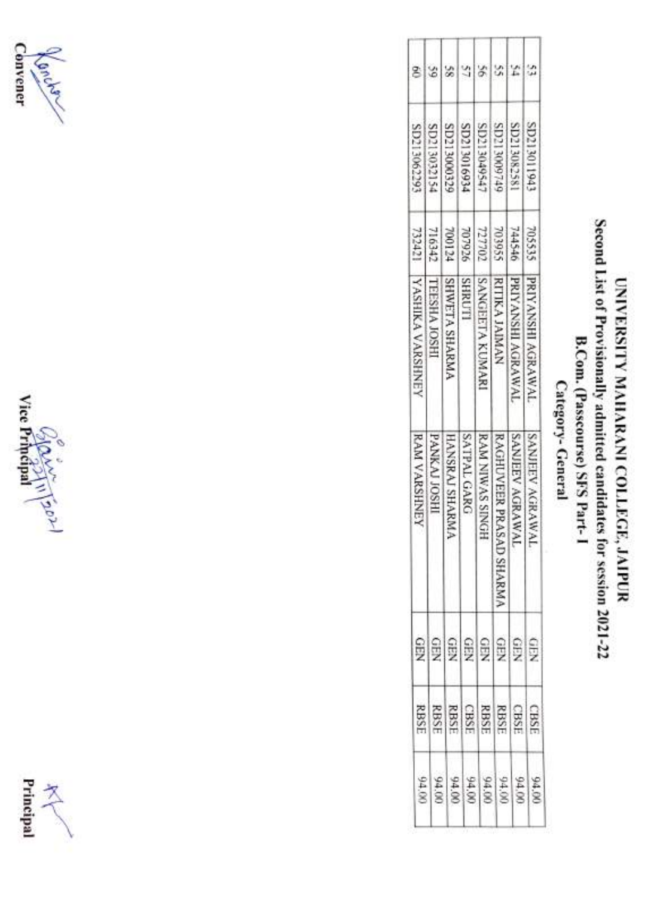# UNIVERSITY MAHARANI COLLEGE, JAIPUR

## Second List of Provisionally admitted candidates for session 2021-22

### B.Com. (Passcourse) SFS Part- I

### Category- General

| | | | | | | | |
|---|---|---|---|---|---|---|---|
| 53 | SD213011943 | 705535 | PRIYANSHI AGRAWAL | SANJEEV AGRAWAL | GEN | CBSE | 94.00 |
| 54 | SD213082581 | 744546 | PRIYANSHI AGRAWAL | SANJEEV AGRAWAL | GEN | CBSE | 94.00 |
| 55 | SD213009749 | 703955 | RITIKA JAIMAN | RAGHUVEER PRASAD SHARMA | GEN | RBSE | 94.00 |
| 56 | SD213049547 | 727702 | SANGEETA KUMARI | RAM NIWAS SINGH | GEN | RBSE | 94.00 |
| 57 | SD213016934 | 707926 | SHRUTI | SATPAL GARG | GEN | CBSE | 94.00 |
| 58 | SD213000329 | 700124 | SHWETA SHARMA | HANSRAJ SHARMA | GEN | RBSE | 94.00 |
| 59 | SD213032154 | 716342 | TEESHA JOSHI | PANKAJ JOSHI | GEN | RBSE | 94.00 |
| 60 | SD213062293 | 732421 | YASHIKA VARSHNEY | RAM VARSHNEY | GEN | RBSE | 94.00 |

Convener

Vice Principal

Principal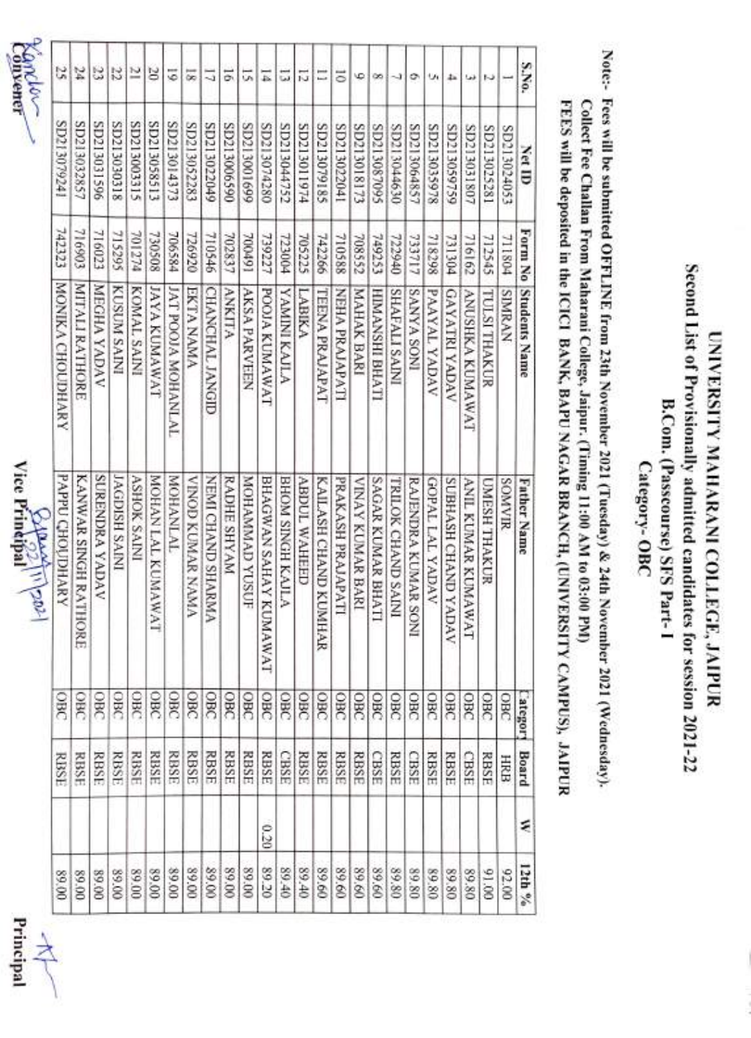# UNIVERSITY MAHARANI COLLEGE, JAIPUR

## Second List of Provisionally admitted candidates for session 2021-22

### B.Com. (Passcourse) SFS Part-I

### Category- OBC

**Note:-** Fees will be submitted OFFLINE from 23th November 2021 (Tuesday) & 24th November 2021 (Wednesday).
Collect Fee Challan From Maharani College, Jaipur. (Timing 11:00 AM to 03:00 PM)
FEES will be deposited in the ICICI BANK, BAPU NAGAR BRANCH, (UNIVERSITY CAMPUS), JAIPUR

| S.No. | Net ID | Form No | Students Name | Father Name | Category | Board | W | 12th % |
|---|---|---|---|---|---|---|---|---|
| 1 | SD213024053 | 711804 | SIMRAN | SOMVIR | OBC | HRB | | 92.00 |
| 2 | SD213025281 | 712545 | TULSI THAKUR | UMESH THAKUR | OBC | RBSE | | 91.00 |
| 3 | SD213031807 | 716162 | ANUSHKA KUMAWAT | ANIL KUMAR KUMAWAT | OBC | CBSE | | 89.80 |
| 4 | SD213059759 | 731304 | GAYATRI YADAV | SUBHASH CHAND YADAV | OBC | RBSE | | 89.80 |
| 5 | SD213035978 | 718298 | PAAYAL YADAV | GOPAL LAL YADAV | OBC | RBSE | | 89.80 |
| 6 | SD213064857 | 733717 | SANYA SONI | RAJENDRA KUMAR SONI | OBC | CBSE | | 89.80 |
| 7 | SD213044630 | 722940 | SHAFALI SAINI | TRILOK CHAND SAINI | OBC | RBSE | | 89.80 |
| 8 | SD213087095 | 749253 | HIMANSHI BHATI | SAGAR KUMAR BHATI | OBC | CBSE | | 89.60 |
| 9 | SD213018173 | 708552 | MAHAK BARI | VINAY KUMAR BARI | OBC | RBSE | | 89.60 |
| 10 | SD213022041 | 710588 | NEHA PRAJAPATI | PRAKASH PRAJAPATI | OBC | RBSE | | 89.60 |
| 11 | SD213079185 | 742266 | TEENA PRAJAPAT | KAILASH CHAND KUMHAR | OBC | RBSE | | 89.60 |
| 12 | SD213011974 | 705225 | LABIKA | ABDUL WAHEED | OBC | RBSE | | 89.40 |
| 13 | SD213044752 | 723004 | YAMINI KAJLA | BHOM SINGH KAJLA | OBC | CBSE | | 89.40 |
| 14 | SD213074280 | 739227 | POOJA KUMAWAT | BHAGWAN SAHAY KUMAWAT | OBC | RBSE | 0.20 | 89.20 |
| 15 | SD213001699 | 700491 | AKSA PARVEEN | MOHAMMAD YUSUF | OBC | RBSE | | 89.00 |
| 16 | SD213006590 | 702837 | ANKITA | RADHE SHYAM | OBC | RBSE | | 89.00 |
| 17 | SD213022049 | 710546 | CHANCHAL JANGID | NEMI CHAND SHARMA | OBC | RBSE | | 89.00 |
| 18 | SD213052283 | 726920 | EKTA NAMA | VINOD KUMAR NAMA | OBC | RBSE | | 89.00 |
| 19 | SD213014373 | 706584 | JAT POOJA MOHANLAL | MOHANLAL | OBC | RBSE | | 89.00 |
| 20 | SD213058513 | 730508 | JAYA KUMAWAT | MOHAN LAL KUMAWAT | OBC | RBSE | | 89.00 |
| 21 | SD213003315 | 701274 | KOMAL SAINI | ASHOK SAINI | OBC | RBSE | | 89.00 |
| 22 | SD213030318 | 715295 | KUSUM SAINI | JAGDISH SAINI | OBC | RBSE | | 89.00 |
| 23 | SD213031596 | 716023 | MEGHA YADAV | SURENDRA YADAV | OBC | RBSE | | 89.00 |
| 24 | SD213032857 | 716903 | MITALI RATHORE | KANWAR SINGH RATHORE | OBC | RBSE | | 89.00 |
| 25 | SD213079241 | 742323 | MONIKA CHOUDHARY | PAPPU CHOUDHARY | OBC | RBSE | | 89.00 |

Convener | Vice Principal (22/11/2021) | Principal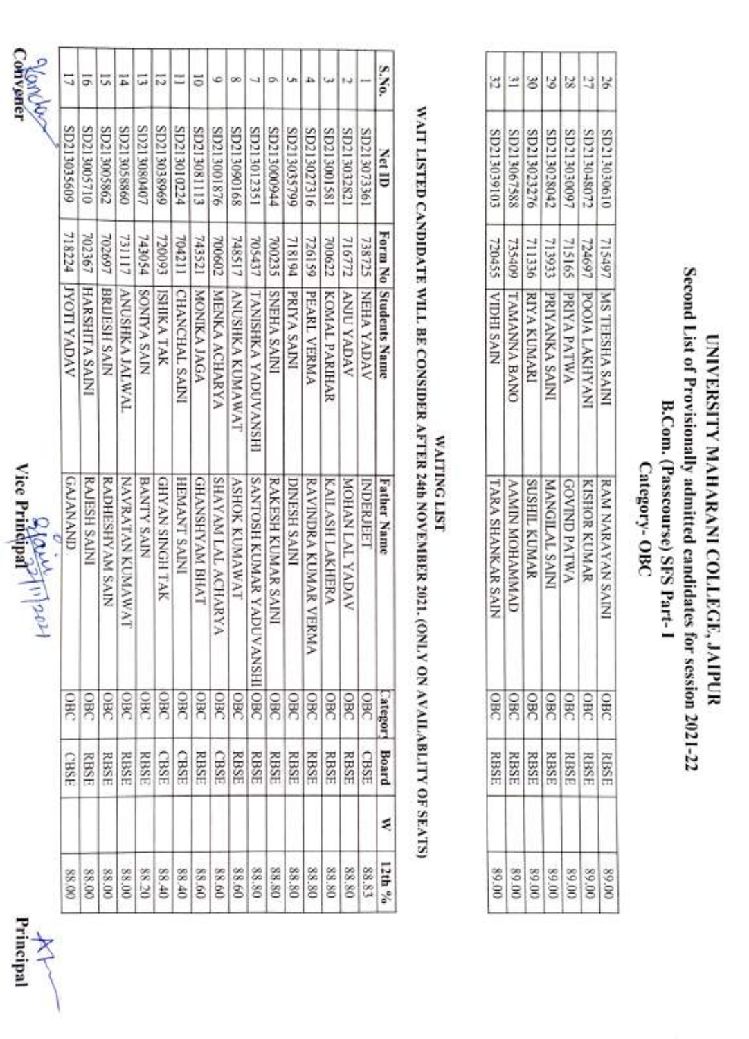# UNIVERSITY MAHARANI COLLEGE, JAIPUR

## Second List of Provisionally admitted candidates for session 2021-22

### B.Com. (Passcourse) SFS Part-I

### Category- OBC

| 26 | SD213030610 | 715497 | MS TEESHA SAINI | RAM NARAYAN SAINI | OBC | RBSE | | 89.00 |
|---|---|---|---|---|---|---|---|---|
| 27 | SD213048072 | 724697 | POOJA LAKHYANI | KISHOR KUMAR | OBC | RBSE | | 89.00 |
| 28 | SD213030097 | 715165 | PRIYA PATWA | GOVIND PATWA | OBC | RBSE | | 89.00 |
| 29 | SD213028042 | 713933 | PRIYANKA SAINI | MANGILAL SAINI | OBC | RBSE | | 89.00 |
| 30 | SD213023276 | 711336 | RIYA KUMARI | SUSHIL KUMAR | OBC | RBSE | | 89.00 |
| 31 | SD213067588 | 735409 | TAMANNA BANO | AAMIN MOHAMMAD | OBC | RBSE | | 89.00 |
| 32 | SD213039103 | 720455 | VIDHI SAIN | TARA SHANKAR SAIN | OBC | RBSE | | 89.00 |

### WAITING LIST

#### WAIT LISTED CANDIDATE WILL BE CONSIDER AFTER 24th NOVEMBER 2021. (ONLY ON AVAILABLITY OF SEATS)

| S.No. | Net ID | Form No | Students Name | Father Name | Category | Board | W | 12th % |
|---|---|---|---|---|---|---|---|---|
| 1 | SD213073361 | 738725 | NEHA YADAV | INDERJEET | OBC | CBSE | | 88.83 |
| 2 | SD213032821 | 716772 | ANJU YADAV | MOHAN LAL YADAV | OBC | RBSE | | 88.80 |
| 3 | SD213001581 | 700622 | KOMAL PARIHAR | KAILASH LAKHERA | OBC | RBSE | | 88.80 |
| 4 | SD213027316 | 726159 | PEARL VERMA | RAVINDRA KUMAR VERMA | OBC | RBSE | | 88.80 |
| 5 | SD213035799 | 718194 | PRIYA SAINI | DINESH SAINI | OBC | RBSE | | 88.80 |
| 6 | SD213000944 | 700235 | SNEHA SAINI | RAKESH KUMAR SAINI | OBC | RBSE | | 88.80 |
| 7 | SD213012351 | 705437 | TANISHKA YADUVANSHI | SANTOSH KUMAR YADUVANSHI | OBC | RBSE | | 88.80 |
| 8 | SD213090168 | 748517 | ANUSHKA KUMAWAT | ASHOK KUMAWAT | OBC | RBSE | | 88.60 |
| 9 | SD213001876 | 700602 | MENKA ACHARYA | SHAYAM LAL ACHARYA | OBC | CBSE | | 88.60 |
| 10 | SD213081113 | 743521 | MONIKA JAGA | GHANSHYAM BHAT | OBC | RBSE | | 88.60 |
| 11 | SD213010224 | 704211 | CHANCHAL SAINI | HEMANT SAINI | OBC | CBSE | | 88.40 |
| 12 | SD213038969 | 720093 | ISHIKA TAK | GHYAN SINGH TAK | OBC | CBSE | | 88.40 |
| 13 | SD213080407 | 743054 | SONIYA SAIN | BANTY SAIN | OBC | RBSE | | 88.20 |
| 14 | SD213058860 | 731117 | ANUSHKA JALWAL | NAVRATAN KUMAWAT | OBC | RBSE | | 88.00 |
| 15 | SD213005862 | 702697 | BRIJESH SAIN | RADHESHYAM SAIN | OBC | RBSE | | 88.00 |
| 16 | SD213005710 | 702367 | HARSHITA SAINI | RAJESH SAINI | OBC | RBSE | | 88.00 |
| 17 | SD213035609 | 718224 | JYOTI YADAV | GAJANAND | OBC | CBSE | | 88.00 |

Convener | Vice Principal | Principal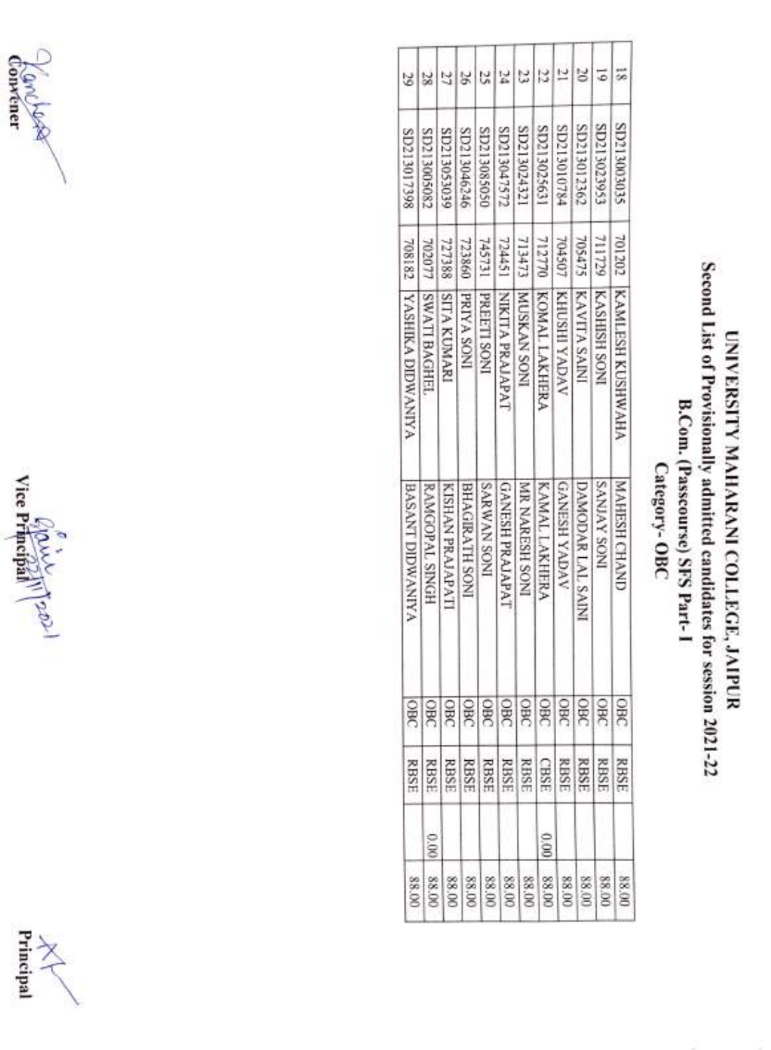# UNIVERSITY MAHARANI COLLEGE, JAIPUR

## Second List of Provisionally admitted candidates for session 2021-22

### B.Com. (Passcourse) SFS Part-I

### Category- OBC

| | | | | | | | | |
|---|---|---|---|---|---|---|---|---|
| 18 | SD213003035 | 701202 | KAMLESH KUSHWAHA | MAHESH CHAND | OBC | RBSE | | 88.00 |
| 19 | SD213023953 | 711729 | KASHISH SONI | SANJAY SONI | OBC | RBSE | | 88.00 |
| 20 | SD213012362 | 705475 | KAVITA SAINI | DAMODAR LAL SAINI | OBC | RBSE | | 88.00 |
| 21 | SD213010784 | 704507 | KHUSHI YADAV | GANESH YADAV | OBC | RBSE | | 88.00 |
| 22 | SD213025631 | 712770 | KOMAL LAKHERA | KAMAL LAKHERA | OBC | CBSE | 0.00 | 88.00 |
| 23 | SD213024321 | 713473 | MUSKAN SONI | MR NARESH SONI | OBC | RBSE | | 88.00 |
| 24 | SD213047572 | 724451 | NIKITA PRAJAPAT | GANESH PRAJAPAT | OBC | RBSE | | 88.00 |
| 25 | SD213085050 | 745731 | PREETI SONI | SARWAN SONI | OBC | RBSE | | 88.00 |
| 26 | SD213046246 | 723860 | PRIYA SONI | BHAGIRATH SONI | OBC | RBSE | | 88.00 |
| 27 | SD213053039 | 727388 | SITA KUMARI | KISHAN PRAJAPATI | OBC | RBSE | | 88.00 |
| 28 | SD213005082 | 702077 | SWATI BAGHEL | RAMGOPAL SINGH | OBC | RBSE | 0.00 | 88.00 |
| 29 | SD213017398 | 708182 | YASHIKA DIDWANIYA | BASANT DIDWANIYA | OBC | RBSE | | 88.00 |

Convener

Vice Principal

Principal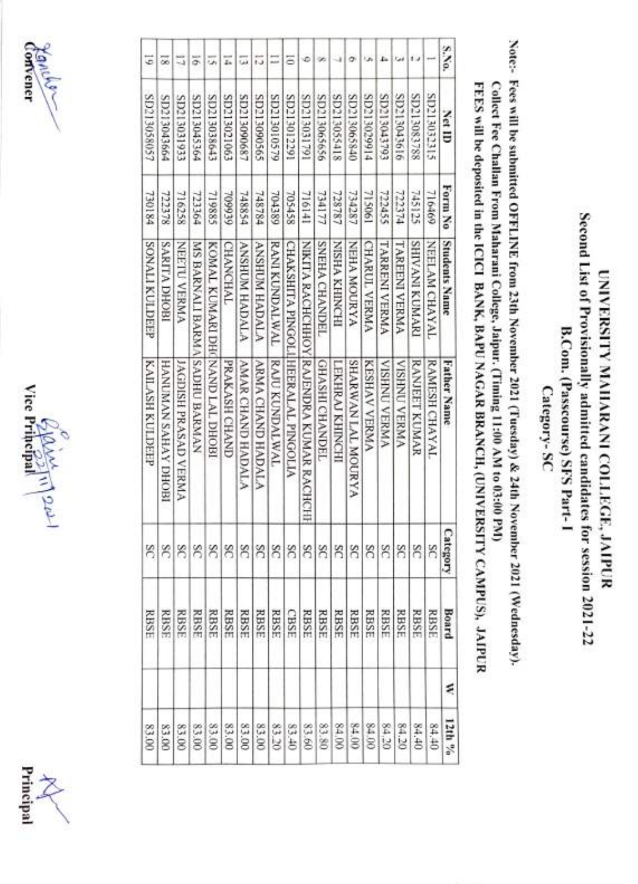# UNIVERSITY MAHARANI COLLEGE, JAIPUR

## Second List of Provisionally admitted candidates for session 2021-22

## B.Com. (Passcourse) SFS Part-I

## Category- SC

**Note:-** Fees will be submitted OFFLINE from 23th November 2021 (Tuesday) & 24th November 2021 (Wednesday).
Collect Fee Challan From Maharani College, Jaipur. (Timing 11:00 AM to 03:00 PM)
FEES will be deposited in the ICICI BANK, BAPU NAGAR BRANCH, (UNIVERSITY CAMPUS), JAIPUR

| S.No. | Net ID | Form No | Students Name | Father Name | Category | Board | W | 12th % |
|---|---|---|---|---|---|---|---|---|
| 1 | SD213033315 | 716469 | NEELAM CHAYAL | RAMESH CHAYAL | SC | RBSE | | 84.40 |
| 2 | SD213083788 | 745125 | SHIVANI KUMARI | RANJEET KUMAR | SC | RBSE | | 84.40 |
| 3 | SD213043616 | 722374 | TAREENI VERMA | VISHNU VERMA | SC | RBSE | | 84.20 |
| 4 | SD213043793 | 722455 | TARRENI VERMA | VISHNU VERMA | SC | RBSE | | 84.20 |
| 5 | SD213029914 | 715061 | CHARUL VERMA | KESHAV VERMA | SC | RBSE | | 84.00 |
| 6 | SD213065840 | 734287 | NEHA MOURYA | SHARWAN LAL MOURYA | SC | RBSE | | 84.00 |
| 7 | SD213055418 | 728787 | NISHA KHINCHI | LEKHRAJ KHINCHI | SC | RBSE | | 84.00 |
| 8 | SD213065656 | 734177 | SNEHA CHANDEL | GHASHI CHANDEL | SC | RBSE | | 83.80 |
| 9 | SD213031791 | 716141 | NIKITA RACHCHHOY | RAJENDRA KUMAR RACHCHH | SC | RBSE | | 83.60 |
| 10 | SD213012291 | 705458 | CHAKSHITA PINGOLI | HEERALAL PINGOLIA | SC | CBSE | | 83.40 |
| 11 | SD213010579 | 704389 | RANI KUNDALWAL | RAJU KUNDALWAL | SC | RBSE | | 83.20 |
| 12 | SD213090565 | 748784 | ANSHUM HADALA | ARMA CHAND HADALA | SC | RBSE | | 83.00 |
| 13 | SD213090687 | 748854 | ANSHUM HADALA | AMAR CHAND HADALA | SC | RBSE | | 83.00 |
| 14 | SD213021063 | 709939 | CHANCHAL | PRAKASH CHAND | SC | RBSE | | 83.00 |
| 15 | SD213038643 | 719885 | KOMAL KUMARI DH | NAND LAL DHOBI | SC | RBSE | | 83.00 |
| 16 | SD213045364 | 723364 | MS BARNALI BARMA | SADHU BARMAN | SC | RBSE | | 83.00 |
| 17 | SD213031933 | 716258 | NEETU VERMA | JAGDISH PRASAD VERMA | SC | RBSE | | 83.00 |
| 18 | SD213043664 | 722378 | SARITA DHOBI | HANUMAN SAHAY DHOBI | SC | RBSE | | 83.00 |
| 19 | SD213058057 | 730184 | SONALI KULDEEP | KAILASH KULDEEP | SC | RBSE | | 83.00 |

Convener

Vice Principal

Principal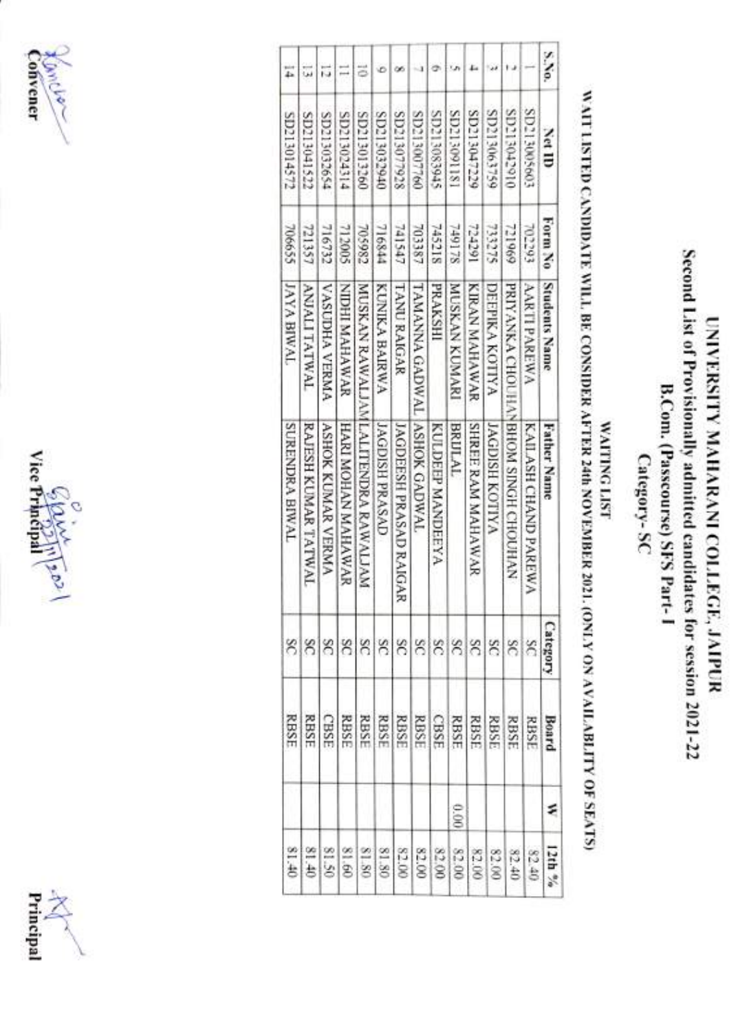# UNIVERSITY MAHARANI COLLEGE, JAIPUR

## Second List of Provisionally admitted candidates for session 2021-22

## B.Com. (Passcourse) SFS Part-I

## Category- SC

### WAITING LIST

**WAIT LISTED CANDIDATE WILL BE CONSIDER AFTER 24th NOVEMBER 2021 (ONLY ON AVAILABLITY OF SEATS)**

| S.No. | Net ID | Form No | Students Name | Father Name | Category | Board | W | 12th % |
|---|---|---|---|---|---|---|---|---|
| 1 | SD213005603 | 702293 | AARTI PAREWA | KAILASH CHAND PAREWA | SC | RBSE | | 82.40 |
| 2 | SD213042910 | 721969 | PRIYANKA CHOUHAN | BHOM SINGH CHOUHAN | SC | RBSE | | 82.40 |
| 3 | SD213063759 | 733275 | DEEPIKA KOTIYA | JAGDISH KOTIYA | SC | RBSE | | 82.00 |
| 4 | SD213047229 | 724291 | KIRAN MAHAWAR | SHREE RAM MAHAWAR | SC | RBSE | | 82.00 |
| 5 | SD213091181 | 749178 | MUSKAN KUMARI | BRIJLAL | SC | RBSE | 0.00 | 82.00 |
| 6 | SD213083945 | 745218 | PRAKSHI | KULDEEP MANDEEYA | SC | CBSE | | 82.00 |
| 7 | SD213007760 | 703387 | TAMANNA GADWAL | ASHOK GADWAL | SC | RBSE | | 82.00 |
| 8 | SD213077928 | 741547 | TANU RAIGAR | JAGDEESH PRASAD RAIGAR | SC | RBSE | | 81.80 |
| 9 | SD213032940 | 716844 | KUNIKA BAIRWA | JAGDISH PRASAD | SC | RBSE | | 81.80 |
| 10 | SD213013260 | 705982 | MUSKAN RAWALJAM | LALITENDRA RAWALJAM | SC | RBSE | | 81.80 |
| 11 | SD213024314 | 712005 | NIDHI MAHAWAR | HARI MOHAN MAHAWAR | SC | RBSE | | 81.60 |
| 12 | SD213032654 | 716732 | VASUDHA VERMA | ASHOK KUMAR VERMA | SC | CBSE | | 81.50 |
| 13 | SD213041522 | 721357 | ANJALI TATWAL | RAJESH KUMAR TATWAL | SC | RBSE | | 81.40 |
| 14 | SD213014572 | 706655 | JAYA BIWAL | SURENDRA BIWAL | SC | RBSE | | 81.40 |

Convener    Vice Principal    Principal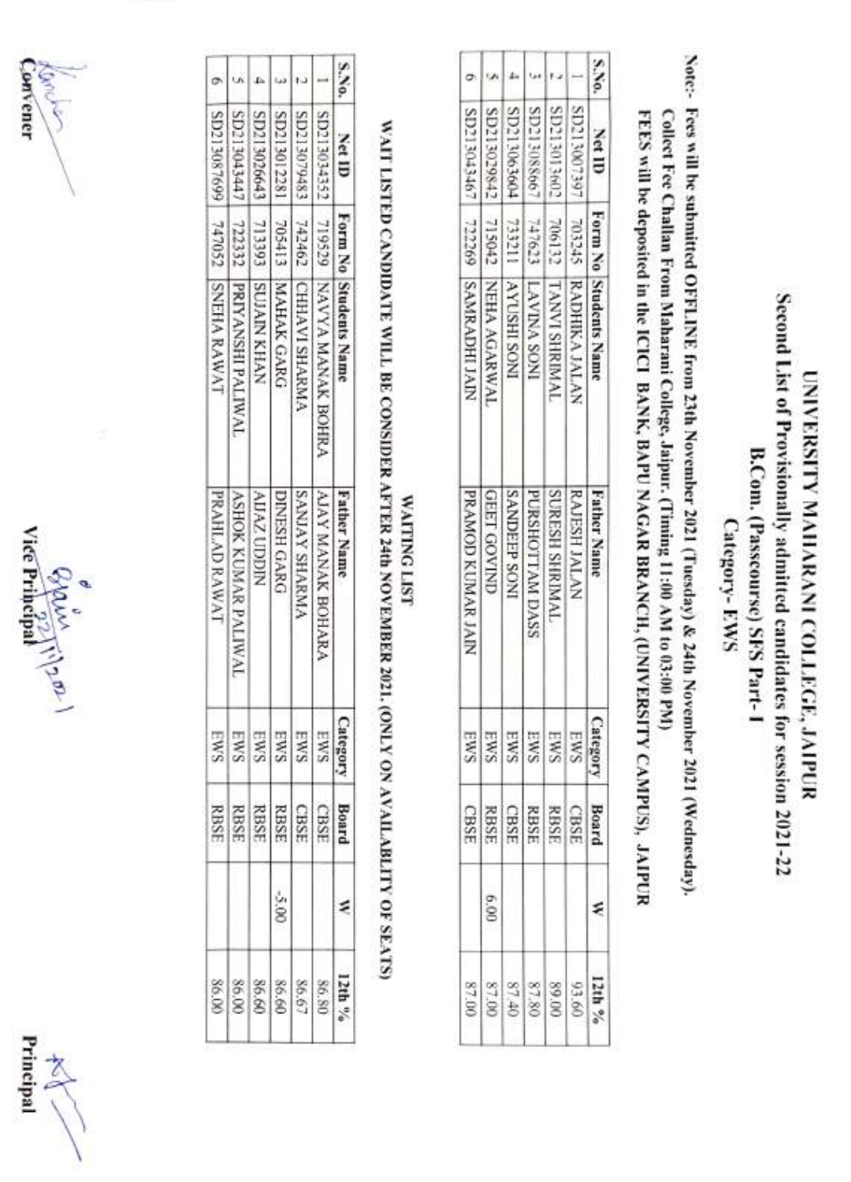# UNIVERSITY MAHARANI COLLEGE, JAIPUR

## Second List of Provisionally admitted candidates for session 2021-22

### B.Com. (Passcourse) SFS Part- I

### Category- EWS

**Note:- Fees will be submitted OFFLINE from 23th November 2021 (Tuesday) & 24th November 2021 (Wednesday).**
**Collect Fee Challan From Maharani College, Jaipur. (Timing 11:00 AM to 03:00 PM)**
**FEES will be deposited in the ICICI BANK, BAPU NAGAR BRANCH, (UNIVERSITY CAMPUS), JAIPUR**

| S.No. | Net ID | Form No | Students Name | Father Name | Category | Board | W | 12th % |
|---|---|---|---|---|---|---|---|---|
| 1 | SD213007397 | 703245 | RADHIKA JALAN | RAJESH JALAN | EWS | CBSE | | 93.60 |
| 2 | SD213013602 | 706132 | TANVI SHRIMAL | SURESH SHRIMAL | EWS | RBSE | | 89.00 |
| 3 | SD213088667 | 747623 | LAVINA SONI | PURSHOTTAM DASS | EWS | RBSE | | 87.80 |
| 4 | SD213063604 | 733211 | AYUSHI SONI | SANDEEP SONI | EWS | CBSE | | 87.40 |
| 5 | SD213029842 | 715042 | NEHA AGARWAL | GEET GOVIND | EWS | RBSE | 6.00 | 87.00 |
| 6 | SD213043467 | 722269 | SAMRADHI JAIN | PRAMOD KUMAR JAIN | EWS | CBSE | | 87.00 |

## WAITING LIST

### WAIT LISTED CANDIDATE WILL BE CONSIDER AFTER 24th NOVEMBER 2021. (ONLY ON AVAILABLITY OF SEATS)

| S.No. | Net ID | Form No | Students Name | Father Name | Category | Board | W | 12th % |
|---|---|---|---|---|---|---|---|---|
| 1 | SD213034352 | 719529 | NAVYA MANAK BOHRA | AJAY MANAK BOHARA | EWS | CBSE | | 86.80 |
| 2 | SD213079483 | 742462 | CHHAVI SHARMA | SANJAY SHARMA | EWS | CBSE | | 86.67 |
| 3 | SD213012281 | 705413 | MAHAK GARG | DINESH GARG | EWS | RBSE | -5.00 | 86.60 |
| 4 | SD213026643 | 713393 | SUJAIN KHAN | AIJAZ UDDIN | EWS | RBSE | | 86.60 |
| 5 | SD213043447 | 722332 | PRIYANSHI PALIWAL | ASHOK KUMAR PALIWAL | EWS | RBSE | | 86.00 |
| 6 | SD213087699 | 747052 | SNEHA RAWAT | PRAHLAD RAWAT | EWS | RBSE | | 86.00 |

Convener

22/11/2021
Vice Principal

Principal